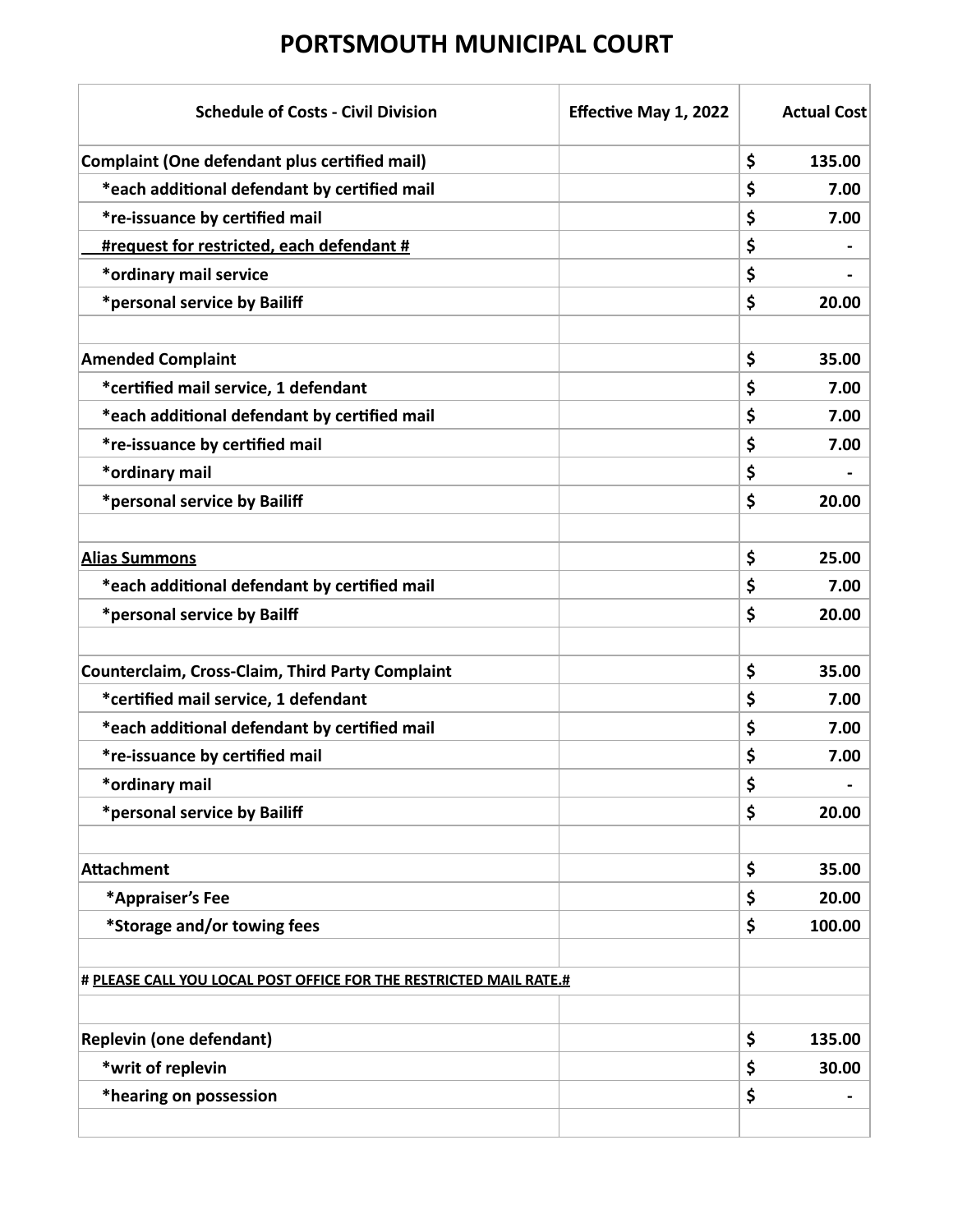# PORTSMOUTH MUNICIPAL COURT

| Schedule of Costs - Civil Division | Effective May 1, 2022 | Actual Cost |
|---|---|---|
| **Complaint (One defendant plus certified mail)** | | $ 135.00 |
| *each additional defendant by certified mail | | $ 7.00 |
| *re-issuance by certified mail | | $ 7.00 |
| #request for restricted, each defendant # | | $ - |
| *ordinary mail service | | $ - |
| *personal service by Bailiff | | $ 20.00 |
| | | |
| **Amended Complaint** | | $ 35.00 |
| *certified mail service, 1 defendant | | $ 7.00 |
| *each additional defendant by certified mail | | $ 7.00 |
| *re-issuance by certified mail | | $ 7.00 |
| *ordinary mail | | $ - |
| *personal service by Bailiff | | $ 20.00 |
| | | |
| **Alias Summons** | | $ 25.00 |
| *each additional defendant by certified mail | | $ 7.00 |
| *personal service by Bailff | | $ 20.00 |
| | | |
| **Counterclaim, Cross-Claim, Third Party Complaint** | | $ 35.00 |
| *certified mail service, 1 defendant | | $ 7.00 |
| *each additional defendant by certified mail | | $ 7.00 |
| *re-issuance by certified mail | | $ 7.00 |
| *ordinary mail | | $ - |
| *personal service by Bailiff | | $ 20.00 |
| | | |
| **Attachment** | | $ 35.00 |
| *Appraiser's Fee | | $ 20.00 |
| *Storage and/or towing fees | | $ 100.00 |
| | | |
| # PLEASE CALL YOU LOCAL POST OFFICE FOR THE RESTRICTED MAIL RATE.# | | |
| | | |
| **Replevin (one defendant)** | | $ 135.00 |
| *writ of replevin | | $ 30.00 |
| *hearing on possession | | $ - |
| | | |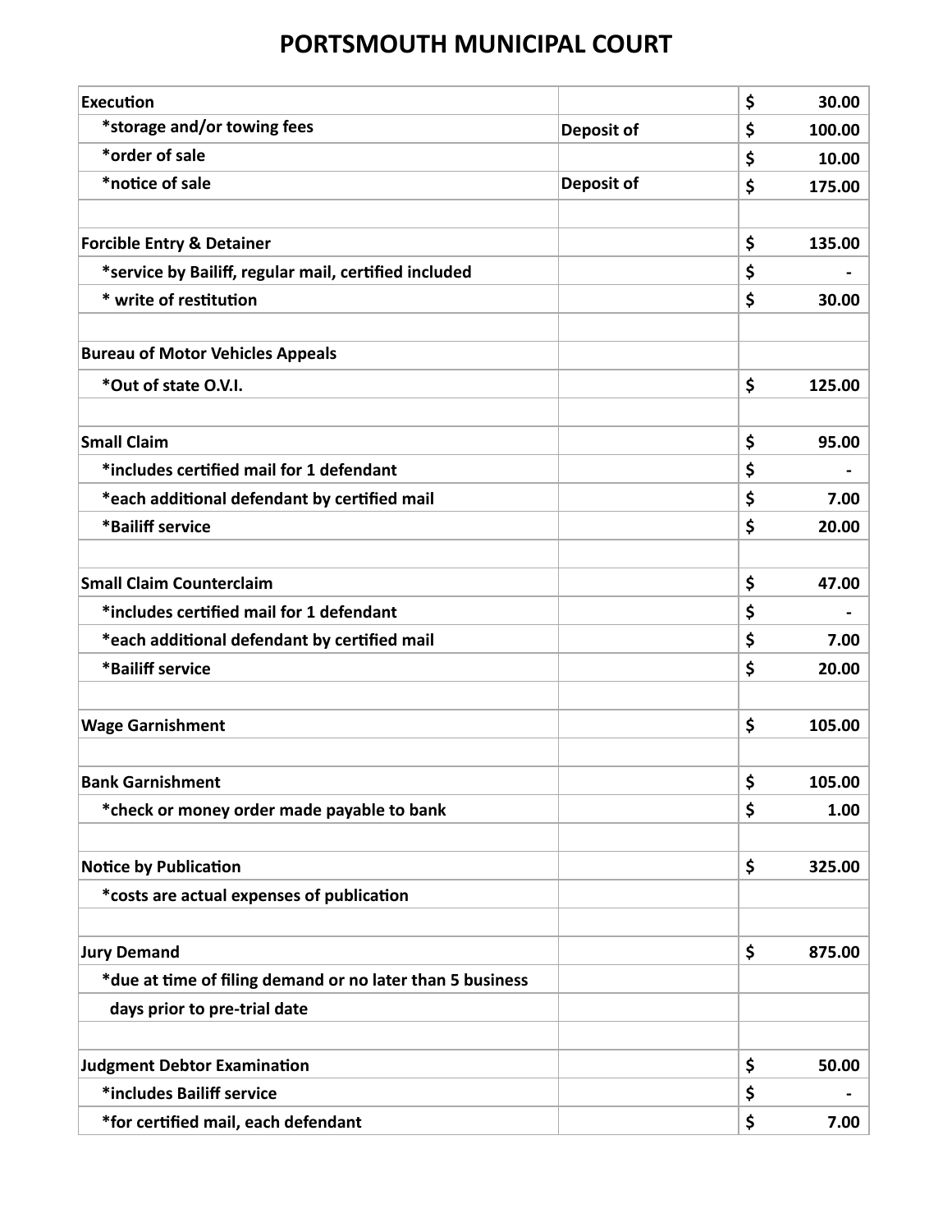# PORTSMOUTH MUNICIPAL COURT

| | | | |
|---|---|---|---|
| **Execution** | | $ | 30.00 |
| *storage and/or towing fees | Deposit of | $ | 100.00 |
| *order of sale | | $ | 10.00 |
| *notice of sale | Deposit of | $ | 175.00 |
| | | | |
| **Forcible Entry & Detainer** | | $ | 135.00 |
| *service by Bailiff, regular mail, certified included | | $ | - |
| * write of restitution | | $ | 30.00 |
| | | | |
| **Bureau of Motor Vehicles Appeals** | | | |
| *Out of state O.V.I. | | $ | 125.00 |
| | | | |
| **Small Claim** | | $ | 95.00 |
| *includes certified mail for 1 defendant | | $ | - |
| *each additional defendant by certified mail | | $ | 7.00 |
| *Bailiff service | | $ | 20.00 |
| | | | |
| **Small Claim Counterclaim** | | $ | 47.00 |
| *includes certified mail for 1 defendant | | $ | - |
| *each additional defendant by certified mail | | $ | 7.00 |
| *Bailiff service | | $ | 20.00 |
| | | | |
| **Wage Garnishment** | | $ | 105.00 |
| | | | |
| **Bank Garnishment** | | $ | 105.00 |
| *check or money order made payable to bank | | $ | 1.00 |
| | | | |
| **Notice by Publication** | | $ | 325.00 |
| *costs are actual expenses of publication | | | |
| | | | |
| **Jury Demand** | | $ | 875.00 |
| *due at time of filing demand or no later than 5 business | | | |
| days prior to pre-trial date | | | |
| | | | |
| **Judgment Debtor Examination** | | $ | 50.00 |
| *includes Bailiff service | | $ | - |
| *for certified mail, each defendant | | $ | 7.00 |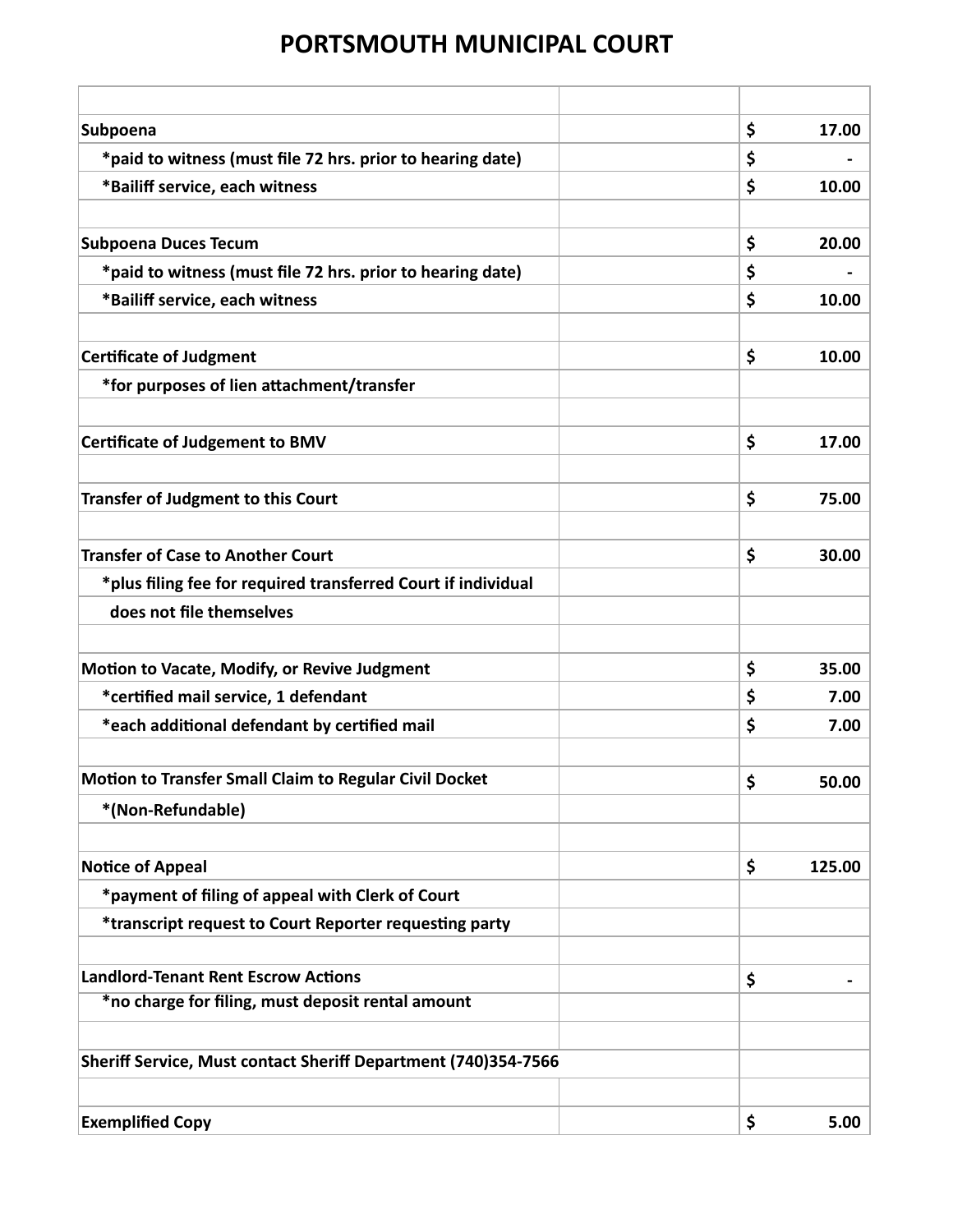# PORTSMOUTH MUNICIPAL COURT

| | | |
|---|---|---|
| **Subpoena** | | $ 17.00 |
| **\*paid to witness (must file 72 hrs. prior to hearing date)** | | $ - |
| **\*Bailiff service, each witness** | | $ 10.00 |
| | | |
| **Subpoena Duces Tecum** | | $ 20.00 |
| **\*paid to witness (must file 72 hrs. prior to hearing date)** | | $ - |
| **\*Bailiff service, each witness** | | $ 10.00 |
| | | |
| **Certificate of Judgment** | | $ 10.00 |
| **\*for purposes of lien attachment/transfer** | | |
| | | |
| **Certificate of Judgement to BMV** | | $ 17.00 |
| | | |
| **Transfer of Judgment to this Court** | | $ 75.00 |
| | | |
| **Transfer of Case to Another Court** | | $ 30.00 |
| **\*plus filing fee for required transferred Court if individual** | | |
| **does not file themselves** | | |
| | | |
| **Motion to Vacate, Modify, or Revive Judgment** | | $ 35.00 |
| **\*certified mail service, 1 defendant** | | $ 7.00 |
| **\*each additional defendant by certified mail** | | $ 7.00 |
| | | |
| **Motion to Transfer Small Claim to Regular Civil Docket** | | $ 50.00 |
| **\*(Non-Refundable)** | | |
| | | |
| **Notice of Appeal** | | $ 125.00 |
| **\*payment of filing of appeal with Clerk of Court** | | |
| **\*transcript request to Court Reporter requesting party** | | |
| | | |
| **Landlord-Tenant Rent Escrow Actions** | | $ - |
| **\*no charge for filing, must deposit rental amount** | | |
| | | |
| **Sheriff Service, Must contact Sheriff Department (740)354-7566** | | |
| | | |
| **Exemplified Copy** | | $ 5.00 |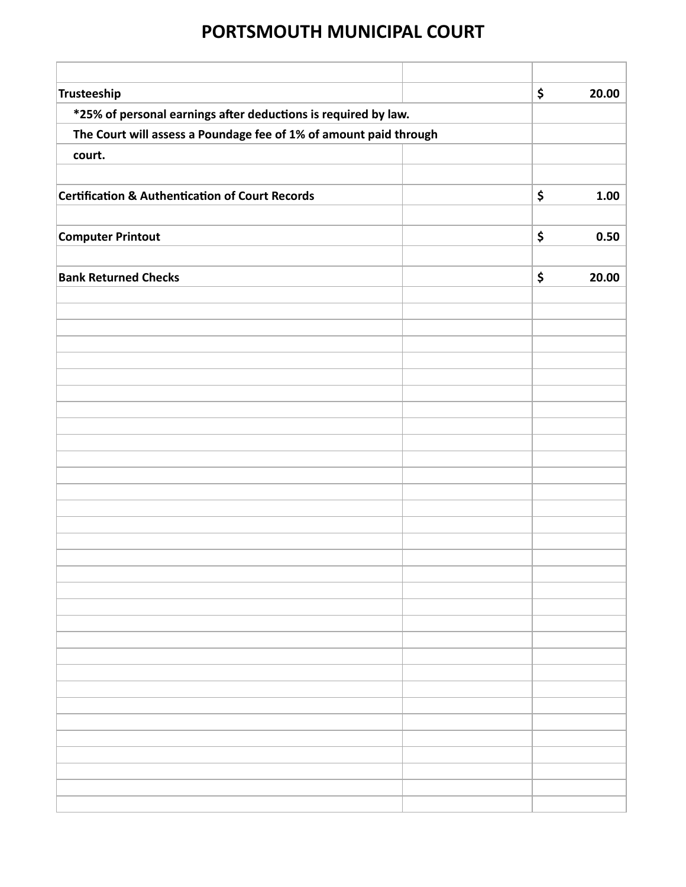# PORTSMOUTH MUNICIPAL COURT

| | | |
|---|---|---|
| **Trusteeship** | | **$ 20.00** |
| **\*25% of personal earnings after deductions is required by law.** | | |
| **The Court will assess a Poundage fee of 1% of amount paid through** | | |
| **court.** | | |
| | | |
| **Certification & Authentication of Court Records** | | **$ 1.00** |
| | | |
| **Computer Printout** | | **$ 0.50** |
| | | |
| **Bank Returned Checks** | | **$ 20.00** |